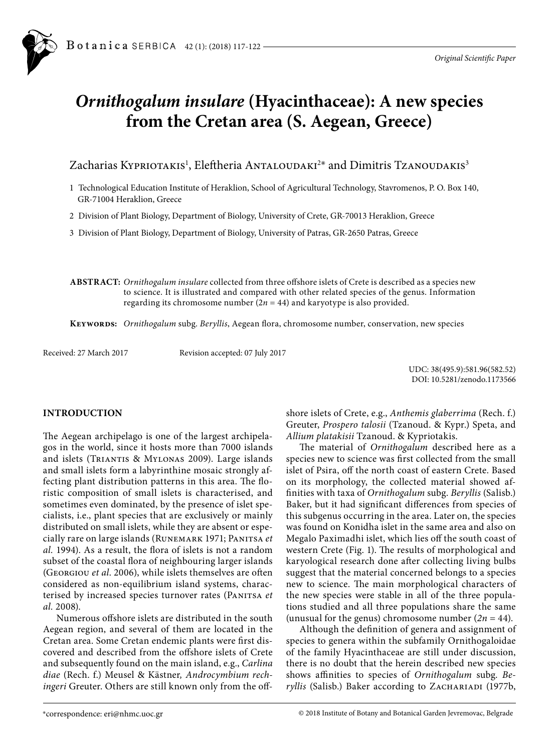*Original Scientific Paper*

# *Ornithogalum insulare* (Hyacinthaceae): A new species from the Cretan area (S. Aegean, Greece)

Zacharias Kypriotakis[1], Eleftheria Antaloudaki[2*] and Dimitris Tzanoudakis[3]

1 Technological Education Institute of Heraklion, School of Agricultural Technology, Stavromenos, P. O. Box 140, GR-71004 Heraklion, Greece

2 Division of Plant Biology, Department of Biology, University of Crete, GR-70013 Heraklion, Greece

3 Division of Plant Biology, Department of Biology, University of Patras, GR-2650 Patras, Greece

**ABSTRACT:** *Ornithogalum insulare* collected from three offshore islets of Crete is described as a species new to science. It is illustrated and compared with other related species of the genus. Information regarding its chromosome number (2*n* = 44) and karyotype is also provided.

**Keywords:** *Ornithogalum* subg. *Beryllis*, Aegean flora, chromosome number, conservation, new species

Received: 27 March 2017 Revision accepted: 07 July 2017

UDC: 38(495.9):581.96(582.52)
DOI: 10.5281/zenodo.1173566

## INTRODUCTION

The Aegean archipelago is one of the largest archipelagos in the world, since it hosts more than 7000 islands and islets (Triantis & Mylonas 2009). Large islands and small islets form a labyrinthine mosaic strongly affecting plant distribution patterns in this area. The floristic composition of small islets is characterised, and sometimes even dominated, by the presence of islet specialists, i.e., plant species that are exclusively or mainly distributed on small islets, while they are absent or especially rare on large islands (Runemark 1971; Panitsa *et al.* 1994). As a result, the flora of islets is not a random subset of the coastal flora of neighbouring larger islands (Georgiou *et al*. 2006), while islets themselves are often considered as non-equilibrium island systems, characterised by increased species turnover rates (Panitsa *et al.* 2008).

Numerous offshore islets are distributed in the south Aegean region, and several of them are located in the Cretan area. Some Cretan endemic plants were first discovered and described from the offshore islets of Crete and subsequently found on the main island, e.g., *Carlina diae* (Rech. f.) Meusel & Kästner, *Androcymbium rechingeri* Greuter. Others are still known only from the offshore islets of Crete, e.g., *Anthemis glaberrima* (Rech. f.) Greuter, *Prospero talosii* (Tzanoud. & Kypr.) Speta, and *Allium platakisii* Tzanoud. & Kypriotakis.

The material of *Ornithogalum* described here as a species new to science was first collected from the small islet of Psira, off the north coast of eastern Crete. Based on its morphology, the collected material showed affinities with taxa of *Ornithogalum* subg. *Beryllis* (Salisb.) Baker, but it had significant differences from species of this subgenus occurring in the area. Later on, the species was found on Konidha islet in the same area and also on Megalo Paximadhi islet, which lies off the south coast of western Crete (Fig. 1). The results of morphological and karyological research done after collecting living bulbs suggest that the material concerned belongs to a species new to science. The main morphological characters of the new species were stable in all of the three populations studied and all three populations share the same (unusual for the genus) chromosome number (2*n* = 44).

Although the definition of genera and assignment of species to genera within the subfamily Ornithogaloidae of the family Hyacinthaceae are still under discussion, there is no doubt that the herein described new species shows affinities to species of *Ornithogalum* subg. *Beryllis* (Salisb.) Baker according to Zachariadi (1977b,

*correspondence: eri@nhmc.uoc.gr

© 2018 Institute of Botany and Botanical Garden Jevremovac, Belgrade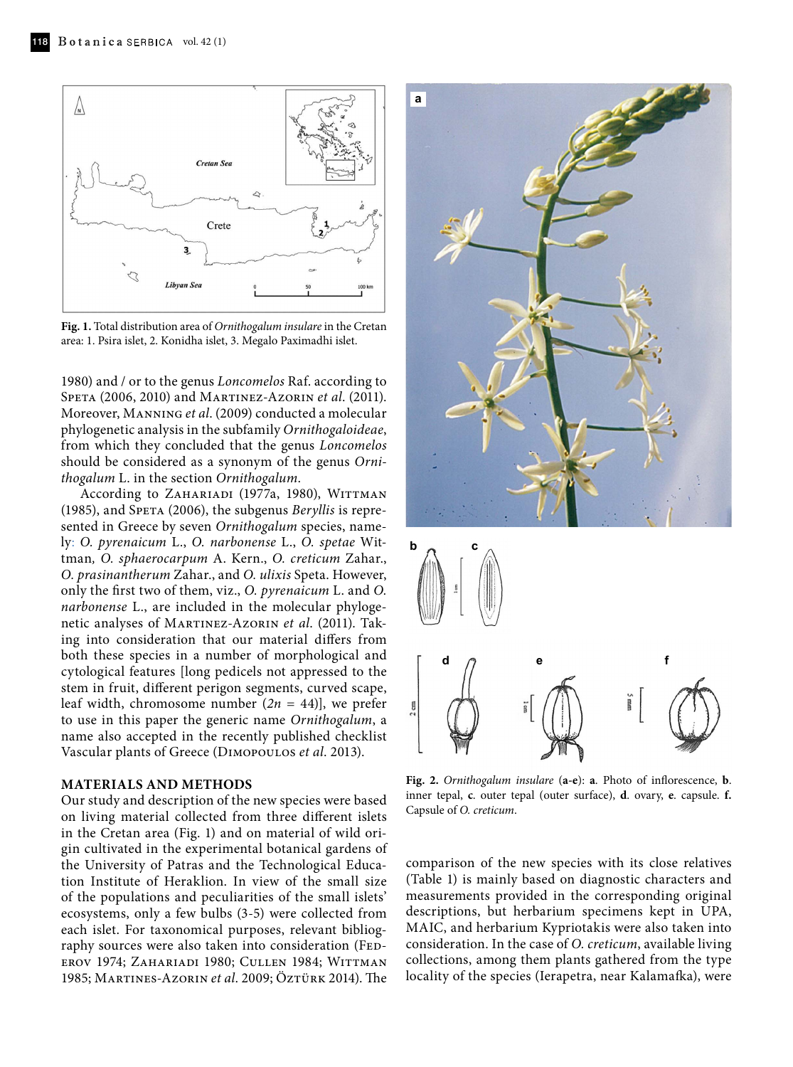Fig. 1. Total distribution area of *Ornithogalum insulare* in the Cretan area: 1. Psira islet, 2. Konidha islet, 3. Megalo Paximadhi islet.

1980) and / or to the genus *Loncomelos* Raf. according to Speta (2006, 2010) and Martinez-Azorin *et al.* (2011). Moreover, Manning *et al.* (2009) conducted a molecular phylogenetic analysis in the subfamily *Ornithogaloideae*, from which they concluded that the genus *Loncomelos* should be considered as a synonym of the genus *Ornithogalum* L. in the section *Ornithogalum*.

According to Zahariadi (1977a, 1980), Wittman (1985), and Speta (2006), the subgenus *Beryllis* is represented in Greece by seven *Ornithogalum* species, namely: *O. pyrenaicum* L., *O. narbonense* L., *O. spetae* Wittman, *O. sphaerocarpum* A. Kern., *O. creticum* Zahar., *O. prasinantherum* Zahar., and *O. ulixis* Speta. However, only the first two of them, viz., *O. pyrenaicum* L. and *O. narbonense* L., are included in the molecular phylogenetic analyses of Martinez-Azorin *et al.* (2011). Taking into consideration that our material differs from both these species in a number of morphological and cytological features [long pedicels not appressed to the stem in fruit, different perigon segments, curved scape, leaf width, chromosome number ($2n$ = 44)], we prefer to use in this paper the generic name *Ornithogalum*, a name also accepted in the recently published checklist Vascular plants of Greece (Dimopoulos *et al.* 2013).

## MATERIALS AND METHODS

Our study and description of the new species were based on living material collected from three different islets in the Cretan area (Fig. 1) and on material of wild origin cultivated in the experimental botanical gardens of the University of Patras and the Technological Education Institute of Heraklion. In view of the small size of the populations and peculiarities of the small islets' ecosystems, only a few bulbs (3-5) were collected from each islet. For taxonomical purposes, relevant bibliography sources were also taken into consideration (Federov 1974; Zahariadi 1980; Cullen 1984; Wittman 1985; Martines-Azorin *et al.* 2009; Öztürk 2014). The comparison of the new species with its close relatives (Table 1) is mainly based on diagnostic characters and measurements provided in the corresponding original descriptions, but herbarium specimens kept in UPA, MAIC, and herbarium Kypriotakis were also taken into consideration. In the case of *O. creticum*, available living collections, among them plants gathered from the type locality of the species (Ierapetra, near Kalamafka), were

**Fig. 2.** *Ornithogalum insulare* (**a-e**): **a**. Photo of inflorescence, **b**. inner tepal, **c**. outer tepal (outer surface), **d**. ovary, **e**. capsule. **f.** Capsule of *O. creticum*.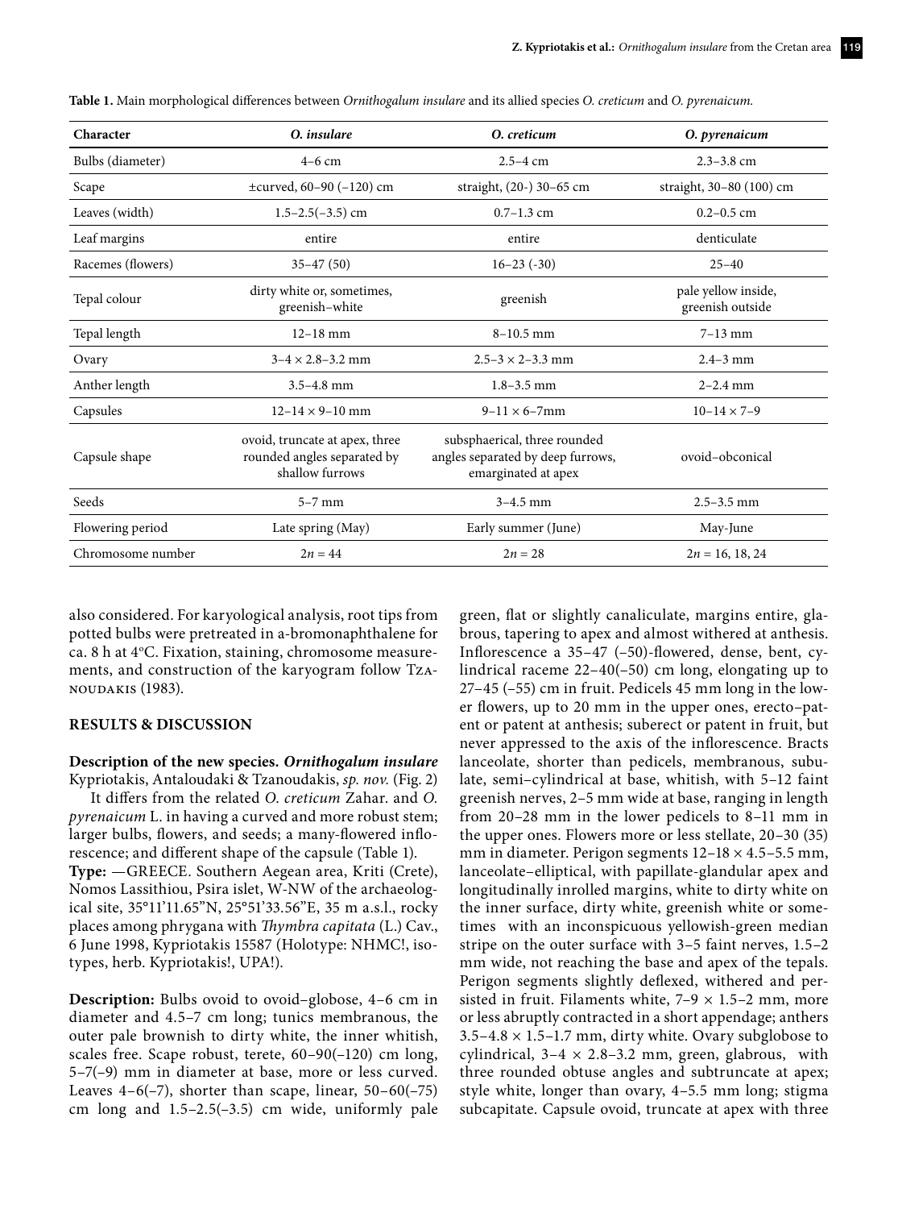**Table 1.** Main morphological differences between *Ornithogalum insulare* and its allied species *O. creticum* and *O. pyrenaicum.*

| Character | *O. insulare* | *O. creticum* | *O. pyrenaicum* |
|---|---|---|---|
| Bulbs (diameter) | 4–6 cm | 2.5–4 cm | 2.3–3.8 cm |
| Scape | ±curved, 60–90 (–120) cm | straight, (20-) 30–65 cm | straight, 30–80 (100) cm |
| Leaves (width) | 1.5–2.5(–3.5) cm | 0.7–1.3 cm | 0.2–0.5 cm |
| Leaf margins | entire | entire | denticulate |
| Racemes (flowers) | 35–47 (50) | 16–23 (-30) | 25–40 |
| Tepal colour | dirty white or, sometimes, greenish–white | greenish | pale yellow inside, greenish outside |
| Tepal length | 12–18 mm | 8–10.5 mm | 7–13 mm |
| Ovary | 3–4 × 2.8–3.2 mm | 2.5–3 × 2–3.3 mm | 2.4–3 mm |
| Anther length | 3.5–4.8 mm | 1.8–3.5 mm | 2–2.4 mm |
| Capsules | 12–14 × 9–10 mm | 9–11 × 6–7mm | 10–14 × 7–9 |
| Capsule shape | ovoid, truncate at apex, three rounded angles separated by shallow furrows | subsphaerical, three rounded angles separated by deep furrows, emarginated at apex | ovoid–obconical |
| Seeds | 5–7 mm | 3–4.5 mm | 2.5–3.5 mm |
| Flowering period | Late spring (May) | Early summer (June) | May-June |
| Chromosome number | $2n = 44$ | $2n = 28$ | $2n = 16, 18, 24$ |

also considered. For karyological analysis, root tips from potted bulbs were pretreated in a-bromonaphthalene for ca. 8 h at 4°C. Fixation, staining, chromosome measurements, and construction of the karyogram follow Tzanoudakis (1983).

## RESULTS & DISCUSSION

**Description of the new species. *Ornithogalum insulare*** Kypriotakis, Antaloudaki & Tzanoudakis, *sp. nov.* (Fig. 2)

It differs from the related *O. creticum* Zahar. and *O. pyrenaicum* L. in having a curved and more robust stem; larger bulbs, flowers, and seeds; a many-flowered inflorescence; and different shape of the capsule (Table 1).

**Type:** —GREECE. Southern Aegean area, Kriti (Crete), Nomos Lassithiou, Psira islet, W-NW of the archaeological site, 35°11'11.65"N, 25°51'33.56"E, 35 m a.s.l., rocky places among phrygana with *Thymbra capitata* (L.) Cav., 6 June 1998, Kypriotakis 15587 (Holotype: NHMC!, isotypes, herb. Kypriotakis!, UPA!).

**Description:** Bulbs ovoid to ovoid–globose, 4–6 cm in diameter and 4.5–7 cm long; tunics membranous, the outer pale brownish to dirty white, the inner whitish, scales free. Scape robust, terete, 60–90(–120) cm long, 5–7(–9) mm in diameter at base, more or less curved. Leaves 4–6(–7), shorter than scape, linear, 50–60(–75) cm long and 1.5–2.5(–3.5) cm wide, uniformly pale green, flat or slightly canaliculate, margins entire, glabrous, tapering to apex and almost withered at anthesis. Inflorescence a 35–47 (–50)-flowered, dense, bent, cylindrical raceme 22–40(–50) cm long, elongating up to 27–45 (–55) cm in fruit. Pedicels 45 mm long in the lower flowers, up to 20 mm in the upper ones, erecto–patent or patent at anthesis; suberect or patent in fruit, but never appressed to the axis of the inflorescence. Bracts lanceolate, shorter than pedicels, membranous, subulate, semi–cylindrical at base, whitish, with 5–12 faint greenish nerves, 2–5 mm wide at base, ranging in length from 20–28 mm in the lower pedicels to 8–11 mm in the upper ones. Flowers more or less stellate, 20–30 (35) mm in diameter. Perigon segments 12–18 × 4.5–5.5 mm, lanceolate–elliptical, with papillate-glandular apex and longitudinally inrolled margins, white to dirty white on the inner surface, dirty white, greenish white or sometimes with an inconspicuous yellowish-green median stripe on the outer surface with 3–5 faint nerves, 1.5–2 mm wide, not reaching the base and apex of the tepals. Perigon segments slightly deflexed, withered and persisted in fruit. Filaments white, 7–9 × 1.5–2 mm, more or less abruptly contracted in a short appendage; anthers 3.5–4.8 × 1.5–1.7 mm, dirty white. Ovary subglobose to cylindrical, 3–4 × 2.8–3.2 mm, green, glabrous, with three rounded obtuse angles and subtruncate at apex; style white, longer than ovary, 4–5.5 mm long; stigma subcapitate. Capsule ovoid, truncate at apex with three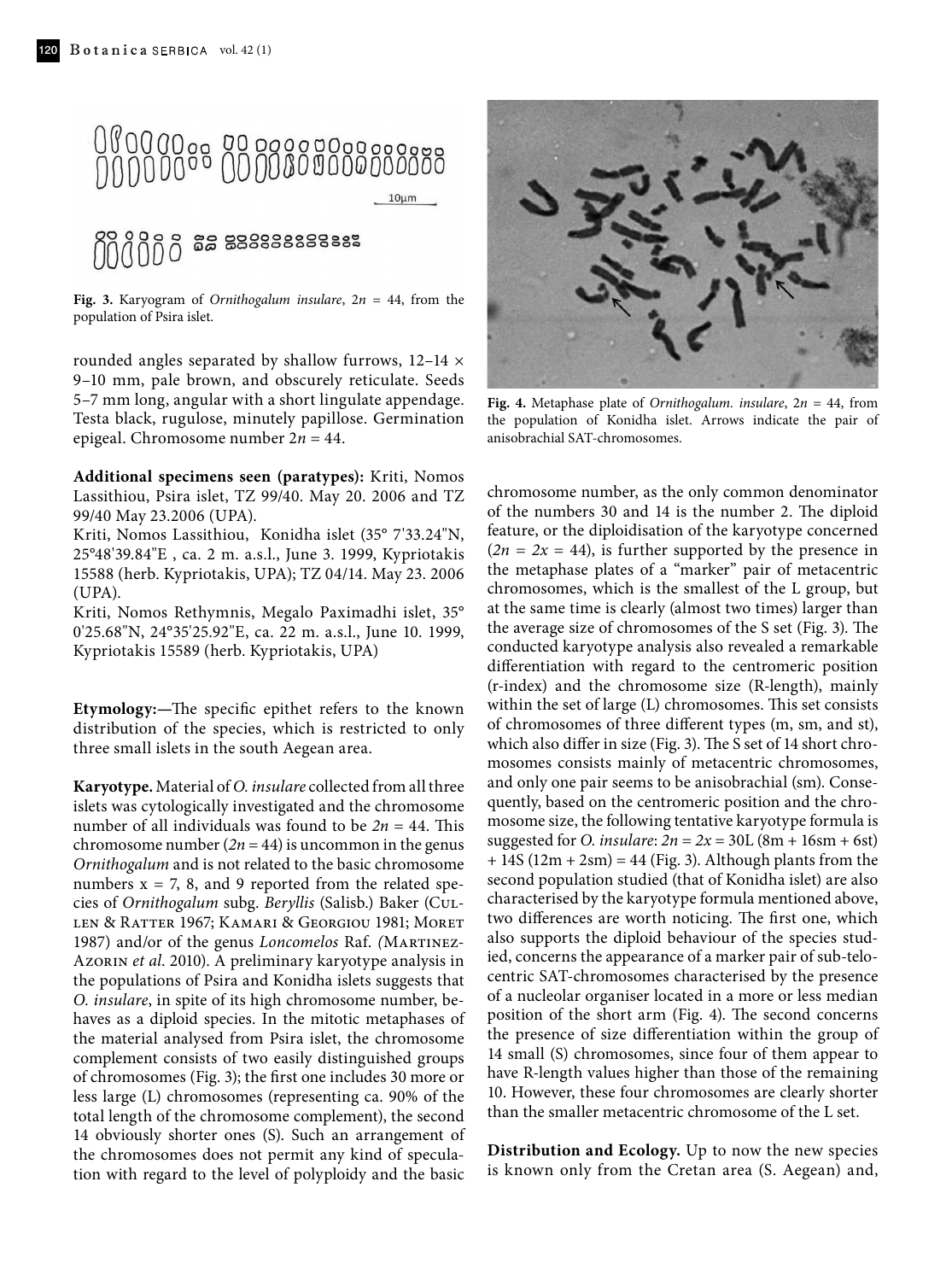**Fig. 3.** Karyogram of *Ornithogalum insulare*, $2n$ = 44, from the population of Psira islet.

**Fig. 4.** Metaphase plate of *Ornithogalum. insulare*, $2n$ = 44, from the population of Konidha islet. Arrows indicate the pair of anisobrachial SAT-chromosomes.

rounded angles separated by shallow furrows, 12–14 × 9–10 mm, pale brown, and obscurely reticulate. Seeds 5–7 mm long, angular with a short lingulate appendage. Testa black, rugulose, minutely papillose. Germination epigeal. Chromosome number $2n$ = 44.

**Additional specimens seen (paratypes):** Kriti, Nomos Lassithiou, Psira islet, TZ 99/40. May 20. 2006 and TZ 99/40 May 23.2006 (UPA).

Kriti, Nomos Lassithiou, Konidha islet (35° 7'33.24"N, 25°48'39.84"E , ca. 2 m. a.s.l., June 3. 1999, Kypriotakis 15588 (herb. Kypriotakis, UPA); TZ 04/14. May 23. 2006 (UPA).

Kriti, Nomos Rethymnis, Megalo Paximadhi islet, 35° 0'25.68"N, 24°35'25.92"E, ca. 22 m. a.s.l., June 10. 1999, Kypriotakis 15589 (herb. Kypriotakis, UPA)

**Etymology:—**The specific epithet refers to the known distribution of the species, which is restricted to only three small islets in the south Aegean area.

**Karyotype.** Material of *O. insulare* collected from all three islets was cytologically investigated and the chromosome number of all individuals was found to be $2n$ = 44. This chromosome number ($2n$ = 44) is uncommon in the genus *Ornithogalum* and is not related to the basic chromosome numbers x = 7, 8, and 9 reported from the related species of *Ornithogalum* subg. *Beryllis* (Salisb.) Baker (Cullen & Ratter 1967; Kamari & Georgiou 1981; Moret 1987) and/or of the genus *Loncomelos* Raf. *(*Martinez-Azorin *et al*. 2010). A preliminary karyotype analysis in the populations of Psira and Konidha islets suggests that *O. insulare*, in spite of its high chromosome number, behaves as a diploid species. In the mitotic metaphases of the material analysed from Psira islet, the chromosome complement consists of two easily distinguished groups of chromosomes (Fig. 3); the first one includes 30 more or less large (L) chromosomes (representing ca. 90% of the total length of the chromosome complement), the second 14 obviously shorter ones (S). Such an arrangement of the chromosomes does not permit any kind of speculation with regard to the level of polyploidy and the basic chromosome number, as the only common denominator of the numbers 30 and 14 is the number 2. The diploid feature, or the diploidisation of the karyotype concerned ($2n = 2x = 44$), is further supported by the presence in the metaphase plates of a "marker" pair of metacentric chromosomes, which is the smallest of the L group, but at the same time is clearly (almost two times) larger than the average size of chromosomes of the S set (Fig. 3). The conducted karyotype analysis also revealed a remarkable differentiation with regard to the centromeric position (r-index) and the chromosome size (R-length), mainly within the set of large (L) chromosomes. This set consists of chromosomes of three different types (m, sm, and st), which also differ in size (Fig. 3). The S set of 14 short chromosomes consists mainly of metacentric chromosomes, and only one pair seems to be anisobrachial (sm). Consequently, based on the centromeric position and the chromosome size, the following tentative karyotype formula is suggested for *O. insulare*: $2n = 2x$ = 30L (8m + 16sm + 6st) + 14S (12m + 2sm) = 44 (Fig. 3). Although plants from the second population studied (that of Konidha islet) are also characterised by the karyotype formula mentioned above, two differences are worth noticing. The first one, which also supports the diploid behaviour of the species studied, concerns the appearance of a marker pair of sub-telocentric SAT-chromosomes characterised by the presence of a nucleolar organiser located in a more or less median position of the short arm (Fig. 4). The second concerns the presence of size differentiation within the group of 14 small (S) chromosomes, since four of them appear to have R-length values higher than those of the remaining 10. However, these four chromosomes are clearly shorter than the smaller metacentric chromosome of the L set.

**Distribution and Ecology.** Up to now the new species is known only from the Cretan area (S. Aegean) and,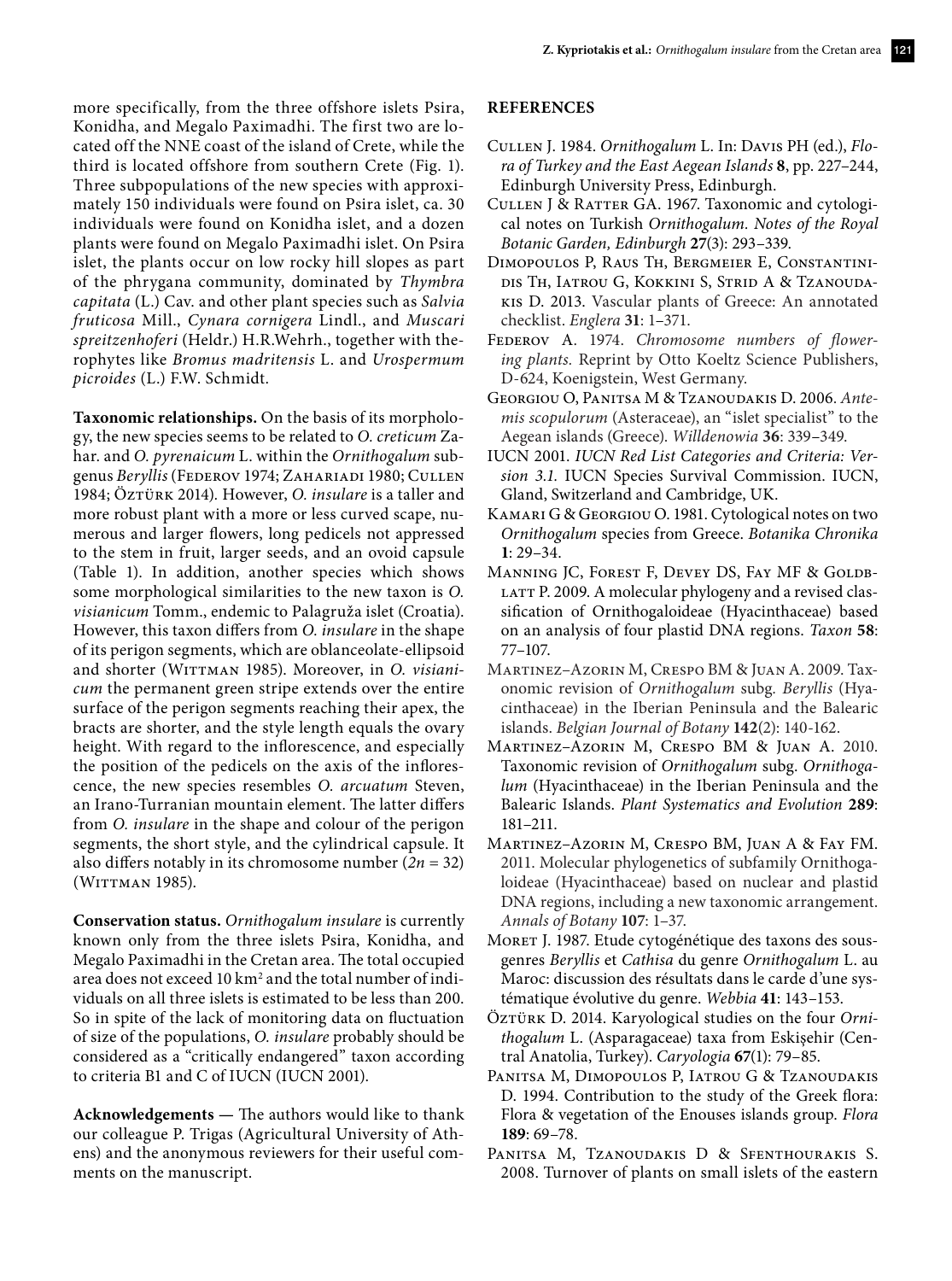more specifically, from the three offshore islets Psira, Konidha, and Megalo Paximadhi. The first two are located off the NNE coast of the island of Crete, while the third is located offshore from southern Crete (Fig. 1). Three subpopulations of the new species with approximately 150 individuals were found on Psira islet, ca. 30 individuals were found on Konidha islet, and a dozen plants were found on Megalo Paximadhi islet. On Psira islet, the plants occur on low rocky hill slopes as part of the phrygana community, dominated by *Thymbra capitata* (L.) Cav. and other plant species such as *Salvia fruticosa* Mill., *Cynara cornigera* Lindl., and *Muscari spreitzenhoferi* (Heldr.) H.R.Wehrh., together with therophytes like *Bromus madritensis* L. and *Urospermum picroides* (L.) F.W. Schmidt.

**Taxonomic relationships.** On the basis of its morphology, the new species seems to be related to *O. creticum* Zahar. and *O. pyrenaicum* L. within the *Ornithogalum* subgenus *Beryllis* (Federov 1974; Zahariadi 1980; Cullen 1984; Öztürk 2014). However, *O. insulare* is a taller and more robust plant with a more or less curved scape, numerous and larger flowers, long pedicels not appressed to the stem in fruit, larger seeds, and an ovoid capsule (Table 1). In addition, another species which shows some morphological similarities to the new taxon is *O. visianicum* Tomm., endemic to Palagruža islet (Croatia). However, this taxon differs from *O. insulare* in the shape of its perigon segments, which are oblanceolate-ellipsoid and shorter (Wittman 1985). Moreover, in *O. visianicum* the permanent green stripe extends over the entire surface of the perigon segments reaching their apex, the bracts are shorter, and the style length equals the ovary height. With regard to the inflorescence, and especially the position of the pedicels on the axis of the inflorescence, the new species resembles *O. arcuatum* Steven, an Irano-Turranian mountain element. The latter differs from *O. insulare* in the shape and colour of the perigon segments, the short style, and the cylindrical capsule. It also differs notably in its chromosome number ($2n = 32$) (Wittman 1985).

**Conservation status.** *Ornithogalum insulare* is currently known only from the three islets Psira, Konidha, and Megalo Paximadhi in the Cretan area. The total occupied area does not exceed 10 km$^2$ and the total number of individuals on all three islets is estimated to be less than 200. So in spite of the lack of monitoring data on fluctuation of size of the populations, *O. insulare* probably should be considered as a "critically endangered" taxon according to criteria B1 and C of IUCN (IUCN 2001).

**Acknowledgements —** The authors would like to thank our colleague P. Trigas (Agricultural University of Athens) and the anonymous reviewers for their useful comments on the manuscript.

## REFERENCES

Cullen J. 1984. *Ornithogalum* L. In: Davis PH (ed.), *Flora of Turkey and the East Aegean Islands* **8**, pp. 227–244, Edinburgh University Press, Edinburgh.

Cullen J & Ratter GA. 1967. Taxonomic and cytological notes on Turkish *Ornithogalum*. *Notes of the Royal Botanic Garden, Edinburgh* **27**(3): 293–339.

Dimopoulos P, Raus Th, Bergmeier E, Constantinidis Th, Iatrou G, Kokkini S, Strid A & Tzanoudakis D. 2013. Vascular plants of Greece: An annotated checklist. *Englera* **31**: 1–371.

Federov A. 1974. *Chromosome numbers of flowering plants.* Reprint by Otto Koeltz Science Publishers, D-624, Koenigstein, West Germany.

Georgiou O, Panitsa M & Tzanoudakis D. 2006. *Antemis scopulorum* (Asteraceae), an "islet specialist" to the Aegean islands (Greece). *Willdenowia* **36**: 339–349.

IUCN 2001. *IUCN Red List Categories and Criteria: Version 3.1.* IUCN Species Survival Commission. IUCN, Gland, Switzerland and Cambridge, UK.

Kamari G & Georgiou O. 1981. Cytological notes on two *Ornithogalum* species from Greece. *Botanika Chronika* **1**: 29–34.

Manning JC, Forest F, Devey DS, Fay MF & Goldblatt P. 2009. A molecular phylogeny and a revised classification of Ornithogaloideae (Hyacinthaceae) based on an analysis of four plastid DNA regions. *Taxon* **58**: 77–107.

Martinez–Azorin M, Crespo BM & Juan A. 2009. Taxonomic revision of *Ornithogalum* subg. *Beryllis* (Hyacinthaceae) in the Iberian Peninsula and the Balearic islands. *Belgian Journal of Botany* **142**(2): 140-162.

Martinez–Azorin M, Crespo BM & Juan A. 2010. Taxonomic revision of *Ornithogalum* subg. *Ornithogalum* (Hyacinthaceae) in the Iberian Peninsula and the Balearic Islands. *Plant Systematics and Evolution* **289**: 181–211.

Martinez–Azorin M, Crespo BM, Juan A & Fay FM. 2011. Molecular phylogenetics of subfamily Ornithogaloideae (Hyacinthaceae) based on nuclear and plastid DNA regions, including a new taxonomic arrangement. *Annals of Botany* **107**: 1–37.

Moret J. 1987. Etude cytogénétique des taxons des sous-genres *Beryllis* et *Cathisa* du genre *Ornithogalum* L. au Maroc: discussion des résultats dans le carde d'une systématique évolutive du genre. *Webbia* **41**: 143–153.

Öztürk D. 2014. Karyological studies on the four *Ornithogalum* L. (Asparagaceae) taxa from Eskişehir (Central Anatolia, Turkey). *Caryologia* **67**(1): 79–85.

Panitsa M, Dimopoulos P, Iatrou G & Tzanoudakis D. 1994. Contribution to the study of the Greek flora: Flora & vegetation of the Enouses islands group. *Flora* **189**: 69–78.

Panitsa M, Tzanoudakis D & Sfenthourakis S. 2008. Turnover of plants on small islets of the eastern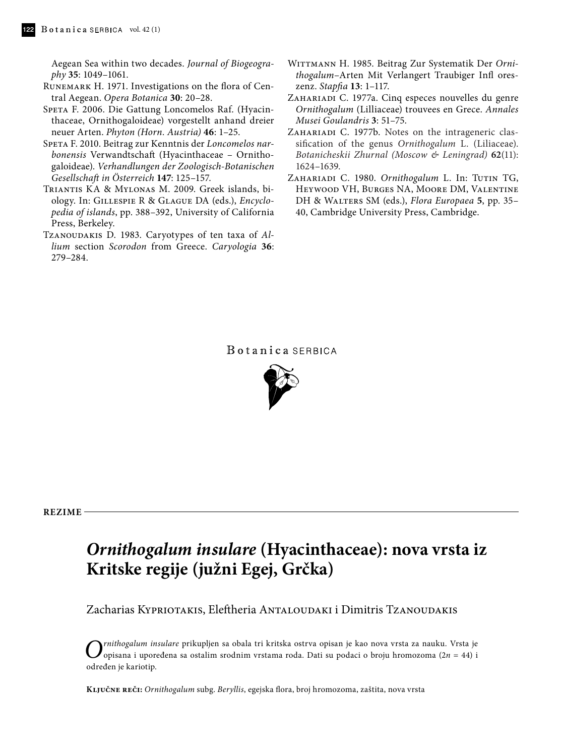Aegean Sea within two decades. *Journal of Biogeography* **35**: 1049–1061.

Runemark H. 1971. Investigations on the flora of Central Aegean. *Opera Botanica* **30**: 20–28.

Speta F. 2006. Die Gattung Loncomelos Raf. (Hyacinthaceae, Ornithogaloideae) vorgestellt anhand dreier neuer Arten. *Phyton (Horn. Austria)* **46**: 1–25.

Speta F. 2010. Beitrag zur Kenntnis der *Loncomelos narbonensis* Verwandtschaft (Hyacinthaceae – Ornithogaloideae). *Verhandlungen der Zoologisch-Botanischen Gesellschaft in Österreich* **147**: 125–157.

Triantis KA & Mylonas M. 2009. Greek islands, biology. In: Gillespie R & Glague DA (eds.), *Encyclopedia of islands*, pp. 388–392, University of California Press, Berkeley.

Tzanoudakis D. 1983. Caryotypes of ten taxa of *Allium* section *Scorodon* from Greece. *Caryologia* **36**: 279–284.

Wittmann H. 1985. Beitrag Zur Systematik Der *Ornithogalum*–Arten Mit Verlangert Traubiger Infl oreszenz. *Stapfia* **13**: 1–117.

Zahariadi C. 1977a. Cinq especes nouvelles du genre *Ornithogalum* (Lilliaceae) trouvees en Grece. *Annales Musei Goulandris* **3**: 51–75.

Zahariadi C. 1977b. Notes on the intrageneric classification of the genus *Ornithogalum* L. (Liliaceae). *Botanicheskii Zhurnal (Moscow & Leningrad)* **62**(11): 1624–1639.

Zahariadi C. 1980. *Ornithogalum* L. In: Tutin TG, Heywood VH, Burges NA, Moore DM, Valentine DH & Walters SM (eds.), *Flora Europaea* **5**, pp. 35–40, Cambridge University Press, Cambridge.

Botanica SERBICA

**REZIME**

## *Ornithogalum insulare* (Hyacinthaceae): nova vrsta iz Kritske regije (južni Egej, Grčka)

Zacharias Kypriotakis, Eleftheria Antaloudaki i Dimitris Tzanoudakis

*Ornithogalum insulare* prikupljen sa obala tri kritska ostrva opisan je kao nova vrsta za nauku. Vrsta je opisana i upoređena sa ostalim srodnim vrstama roda. Dati su podaci o broju hromozoma ($2n = 44$) i određen je kariotip.

**Ključne reči:** *Ornithogalum* subg. *Beryllis*, egejska flora, broj hromozoma, zaštita, nova vrsta